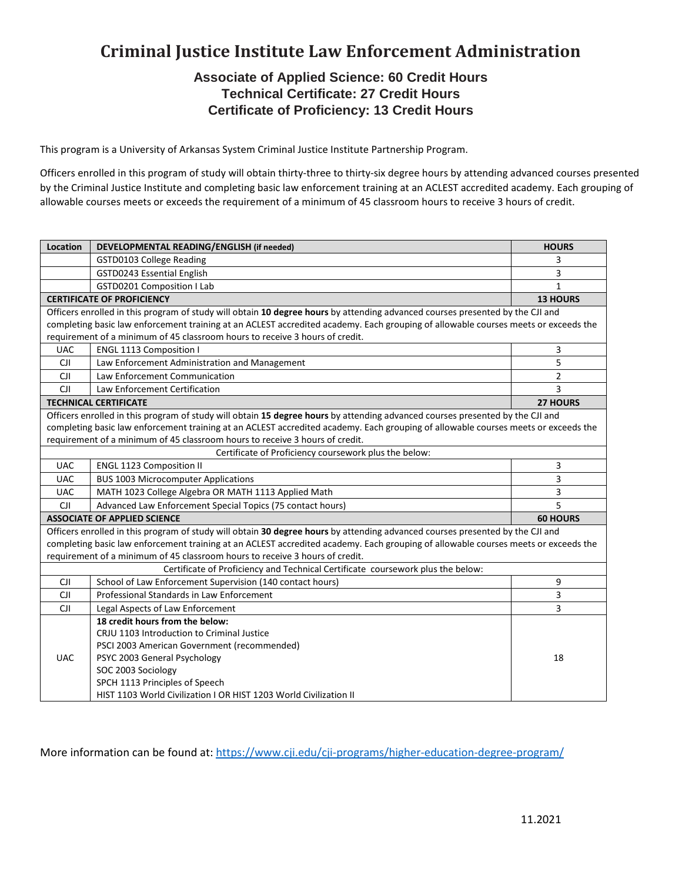# Criminal Justice Institute Law Enforcement Administration

### Associate of Applied Science: 60 Credit Hours
### Technical Certificate: 27 Credit Hours
### Certificate of Proficiency: 13 Credit Hours

This program is a University of Arkansas System Criminal Justice Institute Partnership Program.

Officers enrolled in this program of study will obtain thirty-three to thirty-six degree hours by attending advanced courses presented by the Criminal Justice Institute and completing basic law enforcement training at an ACLEST accredited academy. Each grouping of allowable courses meets or exceeds the requirement of a minimum of 45 classroom hours to receive 3 hours of credit.

| Location | DEVELOPMENTAL READING/ENGLISH (if needed) | HOURS |
|---|---|---|
| | GSTD0103 College Reading | 3 |
| | GSTD0243 Essential English | 3 |
| | GSTD0201 Composition I Lab | 1 |
| **CERTIFICATE OF PROFICIENCY** | | **13 HOURS** |
| Officers enrolled in this program of study will obtain **10 degree hours** by attending advanced courses presented by the CJI and completing basic law enforcement training at an ACLEST accredited academy. Each grouping of allowable courses meets or exceeds the requirement of a minimum of 45 classroom hours to receive 3 hours of credit. | | |
| UAC | ENGL 1113 Composition I | 3 |
| CJI | Law Enforcement Administration and Management | 5 |
| CJI | Law Enforcement Communication | 2 |
| CJI | Law Enforcement Certification | 3 |
| **TECHNICAL CERTIFICATE** | | **27 HOURS** |
| Officers enrolled in this program of study will obtain **15 degree hours** by attending advanced courses presented by the CJI and completing basic law enforcement training at an ACLEST accredited academy. Each grouping of allowable courses meets or exceeds the requirement of a minimum of 45 classroom hours to receive 3 hours of credit. | | |
| Certificate of Proficiency coursework plus the below: | | |
| UAC | ENGL 1123 Composition II | 3 |
| UAC | BUS 1003 Microcomputer Applications | 3 |
| UAC | MATH 1023 College Algebra OR MATH 1113 Applied Math | 3 |
| CJI | Advanced Law Enforcement Special Topics (75 contact hours) | 5 |
| **ASSOCIATE OF APPLIED SCIENCE** | | **60 HOURS** |
| Officers enrolled in this program of study will obtain **30 degree hours** by attending advanced courses presented by the CJI and completing basic law enforcement training at an ACLEST accredited academy. Each grouping of allowable courses meets or exceeds the requirement of a minimum of 45 classroom hours to receive 3 hours of credit. | | |
| Certificate of Proficiency and Technical Certificate coursework plus the below: | | |
| CJI | School of Law Enforcement Supervision (140 contact hours) | 9 |
| CJI | Professional Standards in Law Enforcement | 3 |
| CJI | Legal Aspects of Law Enforcement | 3 |
| UAC | **18 credit hours from the below:**<br>CRJU 1103 Introduction to Criminal Justice<br>PSCI 2003 American Government (recommended)<br>PSYC 2003 General Psychology<br>SOC 2003 Sociology<br>SPCH 1113 Principles of Speech<br>HIST 1103 World Civilization I OR HIST 1203 World Civilization II | 18 |

More information can be found at: [https://www.cji.edu/cji-programs/higher-education-degree-program/](https://www.cji.edu/cji-programs/higher-education-degree-program/)

11.2021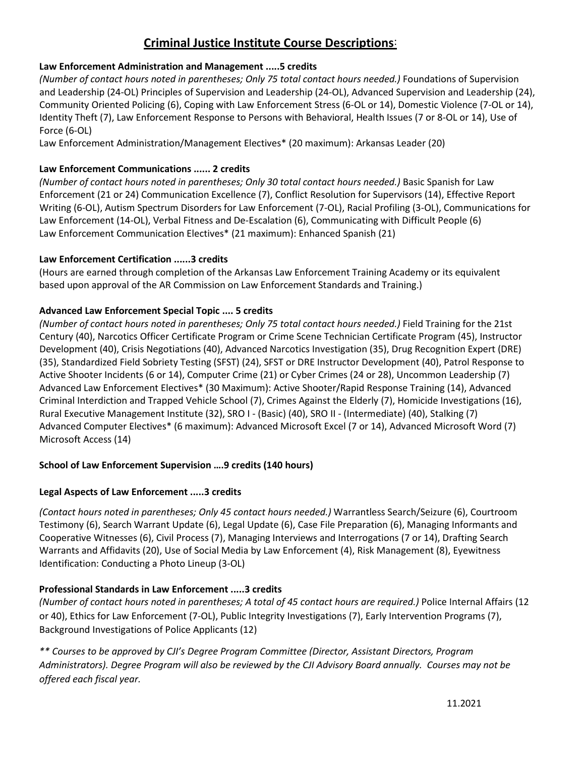# Criminal Justice Institute Course Descriptions:

**Law Enforcement Administration and Management .....5 credits**

*(Number of contact hours noted in parentheses; Only 75 total contact hours needed.)* Foundations of Supervision and Leadership (24-OL) Principles of Supervision and Leadership (24-OL), Advanced Supervision and Leadership (24), Community Oriented Policing (6), Coping with Law Enforcement Stress (6-OL or 14), Domestic Violence (7-OL or 14), Identity Theft (7), Law Enforcement Response to Persons with Behavioral, Health Issues (7 or 8-OL or 14), Use of Force (6-OL)

Law Enforcement Administration/Management Electives* (20 maximum): Arkansas Leader (20)

**Law Enforcement Communications ...... 2 credits**

*(Number of contact hours noted in parentheses; Only 30 total contact hours needed.)* Basic Spanish for Law Enforcement (21 or 24) Communication Excellence (7), Conflict Resolution for Supervisors (14), Effective Report Writing (6-OL), Autism Spectrum Disorders for Law Enforcement (7-OL), Racial Profiling (3-OL), Communications for Law Enforcement (14-OL), Verbal Fitness and De-Escalation (6), Communicating with Difficult People (6)

Law Enforcement Communication Electives* (21 maximum): Enhanced Spanish (21)

**Law Enforcement Certification ......3 credits**

(Hours are earned through completion of the Arkansas Law Enforcement Training Academy or its equivalent based upon approval of the AR Commission on Law Enforcement Standards and Training.)

**Advanced Law Enforcement Special Topic .... 5 credits**

*(Number of contact hours noted in parentheses; Only 75 total contact hours needed.)* Field Training for the 21st Century (40), Narcotics Officer Certificate Program or Crime Scene Technician Certificate Program (45), Instructor Development (40), Crisis Negotiations (40), Advanced Narcotics Investigation (35), Drug Recognition Expert (DRE) (35), Standardized Field Sobriety Testing (SFST) (24), SFST or DRE Instructor Development (40), Patrol Response to Active Shooter Incidents (6 or 14), Computer Crime (21) or Cyber Crimes (24 or 28), Uncommon Leadership (7)

Advanced Law Enforcement Electives* (30 Maximum): Active Shooter/Rapid Response Training (14), Advanced Criminal Interdiction and Trapped Vehicle School (7), Crimes Against the Elderly (7), Homicide Investigations (16), Rural Executive Management Institute (32), SRO I - (Basic) (40), SRO II - (Intermediate) (40), Stalking (7)

Advanced Computer Electives* (6 maximum): Advanced Microsoft Excel (7 or 14), Advanced Microsoft Word (7) Microsoft Access (14)

**School of Law Enforcement Supervision ….9 credits (140 hours)**

**Legal Aspects of Law Enforcement .....3 credits**

*(Contact hours noted in parentheses; Only 45 contact hours needed.)* Warrantless Search/Seizure (6), Courtroom Testimony (6), Search Warrant Update (6), Legal Update (6), Case File Preparation (6), Managing Informants and Cooperative Witnesses (6), Civil Process (7), Managing Interviews and Interrogations (7 or 14), Drafting Search Warrants and Affidavits (20), Use of Social Media by Law Enforcement (4), Risk Management (8), Eyewitness Identification: Conducting a Photo Lineup (3-OL)

**Professional Standards in Law Enforcement .....3 credits**

*(Number of contact hours noted in parentheses; A total of 45 contact hours are required.)* Police Internal Affairs (12 or 40), Ethics for Law Enforcement (7-OL), Public Integrity Investigations (7), Early Intervention Programs (7), Background Investigations of Police Applicants (12)

*** Courses to be approved by CJI's Degree Program Committee (Director, Assistant Directors, Program Administrators). Degree Program will also be reviewed by the CJI Advisory Board annually. Courses may not be offered each fiscal year.*

11.2021